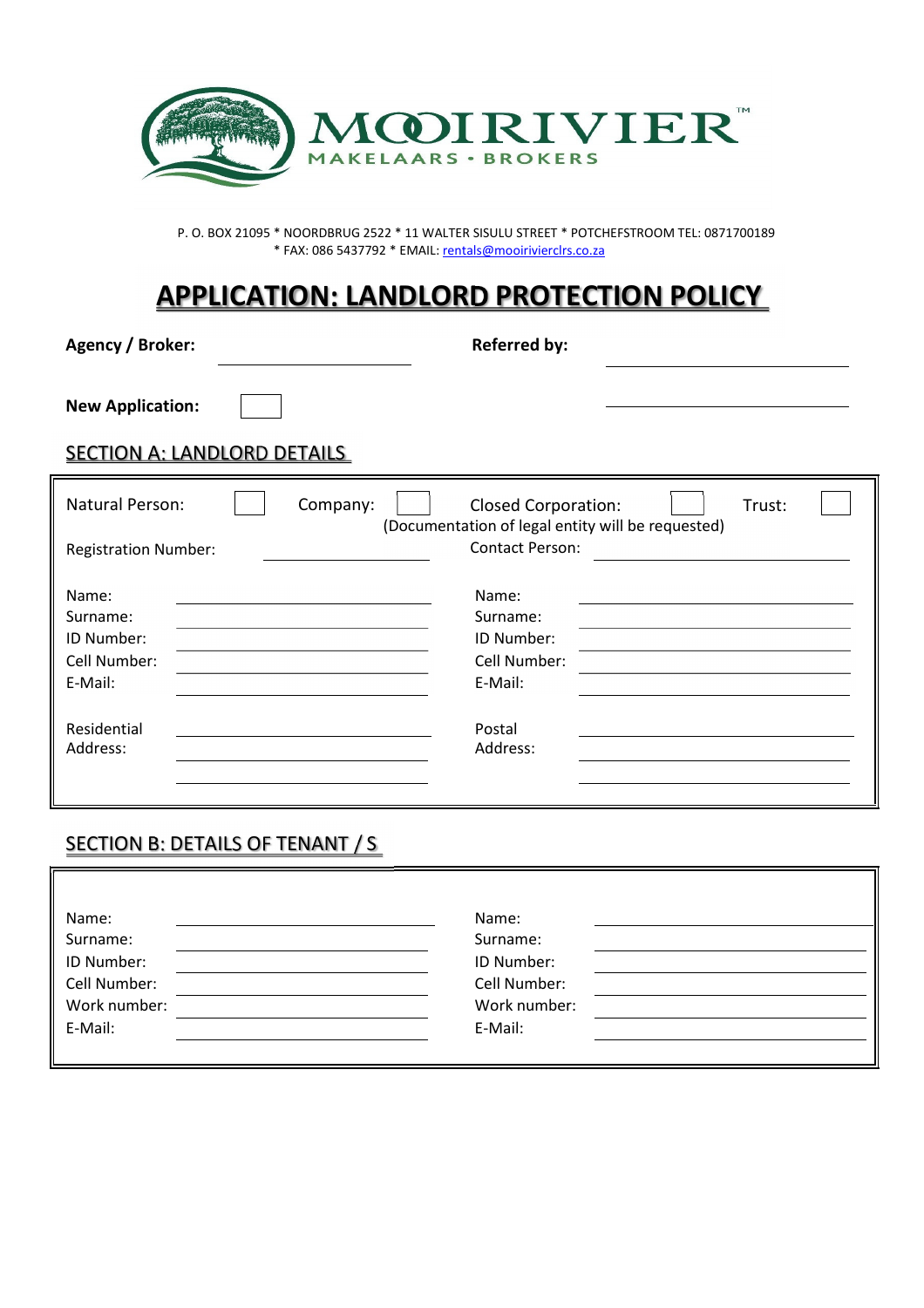MOOIRIVIER™

MAKELAARS • BROKERS

P. O. BOX 21095 * NOORDBRUG 2522 * 11 WALTER SISULU STREET * POTCHEFSTROOM TEL: 0871700189
* FAX: 086 5437792 * EMAIL: rentals@mooirivierclrs.co.za

# APPLICATION: LANDLORD PROTECTION POLICY

**Agency / Broker:** ____________________ **Referred by:** ____________________

**New Application:** ☐ ____________________

## SECTION A: LANDLORD DETAILS

Natural Person: ☐ Company: ☐ Closed Corporation: ☐ Trust: ☐

(Documentation of legal entity will be requested)

Registration Number: ____________________ Contact Person: ____________________

| | | | |
|---|---|---|---|
| Name: | | Name: | |
| Surname: | | Surname: | |
| ID Number: | | ID Number: | |
| Cell Number: | | Cell Number: | |
| E-Mail: | | E-Mail: | |
| Residential Address: | | Postal Address: | |

## SECTION B: DETAILS OF TENANT / S

| | | | |
|---|---|---|---|
| Name: | | Name: | |
| Surname: | | Surname: | |
| ID Number: | | ID Number: | |
| Cell Number: | | Cell Number: | |
| Work number: | | Work number: | |
| E-Mail: | | E-Mail: | |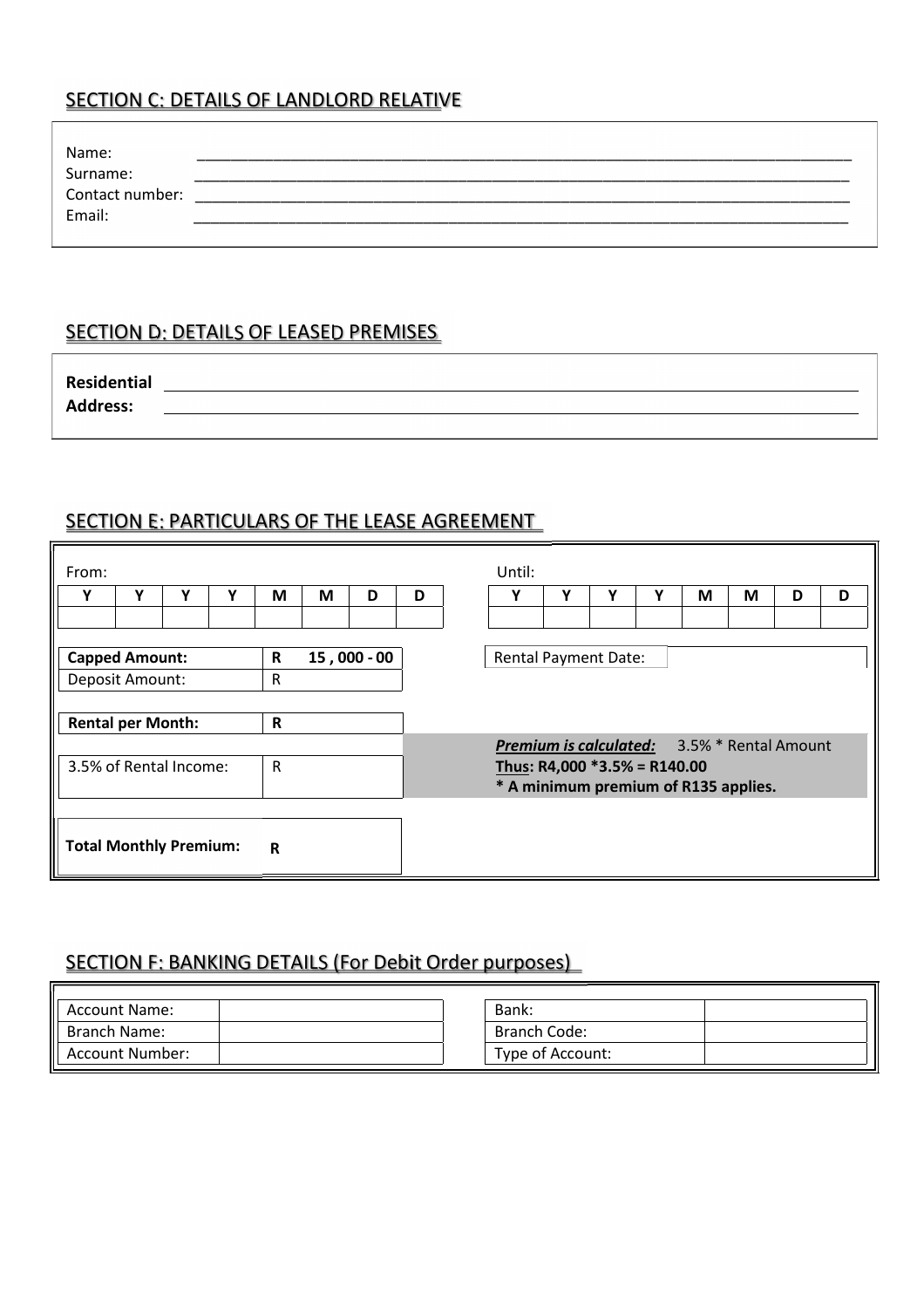## SECTION C: DETAILS OF LANDLORD RELATIVE

Name: ___________________________________________________________________________

Surname: ___________________________________________________________________________

Contact number: ___________________________________________________________________________

Email: ___________________________________________________________________________

## SECTION D: DETAILS OF LEASED PREMISES

**Residential Address:** ___________________________________________________________________________

___________________________________________________________________________

## SECTION E: PARTICULARS OF THE LEASE AGREEMENT

From:

| Y | Y | Y | Y | M | M | D | D |
|---|---|---|---|---|---|---|---|
| | | | | | | | |

Until:

| Y | Y | Y | Y | M | M | D | D |
|---|---|---|---|---|---|---|---|
| | | | | | | | |

| | |
|---|---|
| **Capped Amount:** | **R 15 , 000 - 00** |
| Deposit Amount: | R |
| **Rental per Month:** | **R** |
| 3.5% of Rental Income: | R |
| **Total Monthly Premium:** | **R** |

Rental Payment Date: ____________

***Premium is calculated:*** 3.5% * Rental Amount
**Thus: R4,000 *3.5% = R140.00**
**\* A minimum premium of R135 applies.**

## SECTION F: BANKING DETAILS (For Debit Order purposes)

| | | | | |
|---|---|---|---|---|
| Account Name: | | | Bank: | |
| Branch Name: | | | Branch Code: | |
| Account Number: | | | Type of Account: | |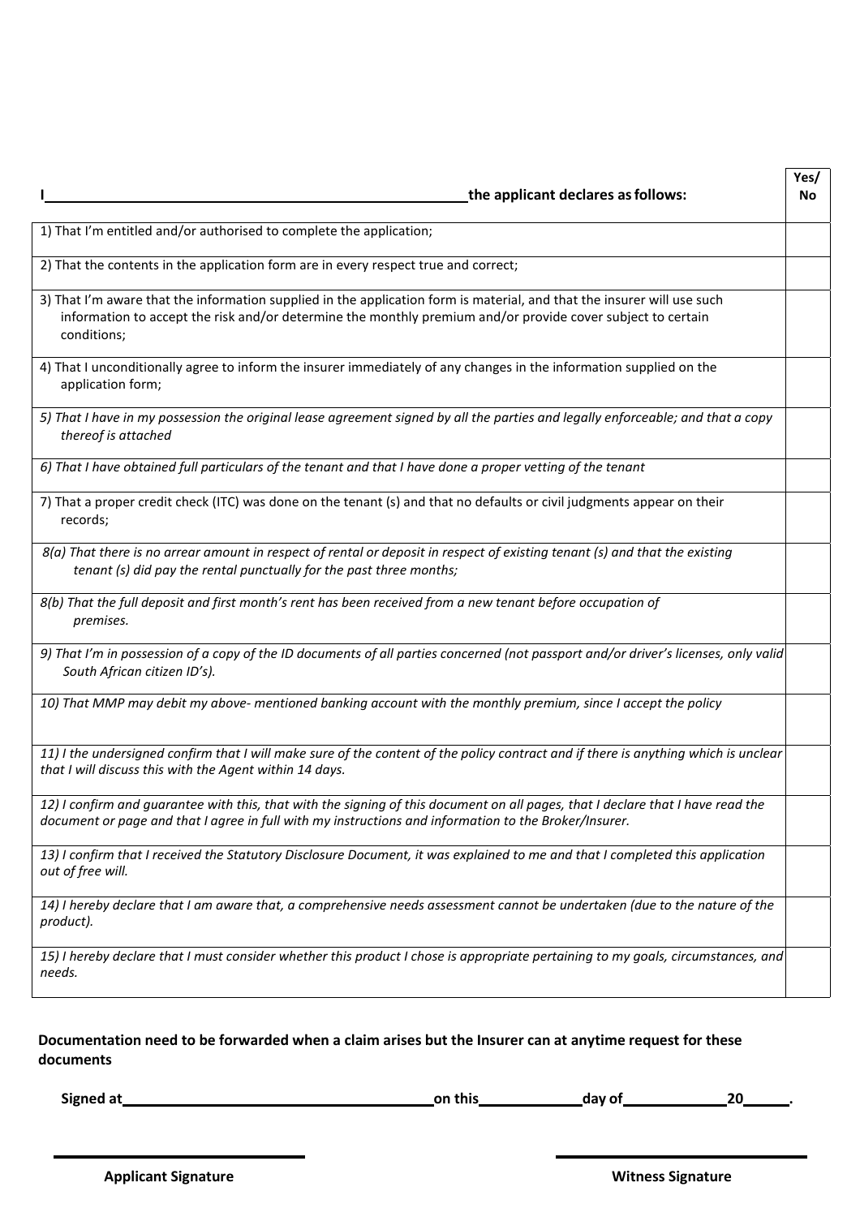| I ______________________________________________ the applicant declares as follows: | Yes/ No |
|---|---|
| 1) That I'm entitled and/or authorised to complete the application; | |
| 2) That the contents in the application form are in every respect true and correct; | |
| 3) That I'm aware that the information supplied in the application form is material, and that the insurer will use such information to accept the risk and/or determine the monthly premium and/or provide cover subject to certain conditions; | |
| 4) That I unconditionally agree to inform the insurer immediately of any changes in the information supplied on the application form; | |
| *5) That I have in my possession the original lease agreement signed by all the parties and legally enforceable; and that a copy thereof is attached* | |
| *6) That I have obtained full particulars of the tenant and that I have done a proper vetting of the tenant* | |
| 7) That a proper credit check (ITC) was done on the tenant (s) and that no defaults or civil judgments appear on their records; | |
| *8(a) That there is no arrear amount in respect of rental or deposit in respect of existing tenant (s) and that the existing tenant (s) did pay the rental punctually for the past three months;* | |
| *8(b) That the full deposit and first month's rent has been received from a new tenant before occupation of premises.* | |
| *9) That I'm in possession of a copy of the ID documents of all parties concerned (not passport and/or driver's licenses, only valid South African citizen ID's).* | |
| *10) That MMP may debit my above- mentioned banking account with the monthly premium, since I accept the policy* | |
| *11) I the undersigned confirm that I will make sure of the content of the policy contract and if there is anything which is unclear that I will discuss this with the Agent within 14 days.* | |
| *12) I confirm and guarantee with this, that with the signing of this document on all pages, that I declare that I have read the document or page and that I agree in full with my instructions and information to the Broker/Insurer.* | |
| *13) I confirm that I received the Statutory Disclosure Document, it was explained to me and that I completed this application out of free will.* | |
| *14) I hereby declare that I am aware that, a comprehensive needs assessment cannot be undertaken (due to the nature of the product).* | |
| *15) I hereby declare that I must consider whether this product I chose is appropriate pertaining to my goals, circumstances, and needs.* | |

**Documentation need to be forwarded when a claim arises but the Insurer can at anytime request for these documents**

**Signed at** ______________________________ **on this** __________ **day of** __________ **20**_____.

______________________________ ______________________________

**Applicant Signature** **Witness Signature**